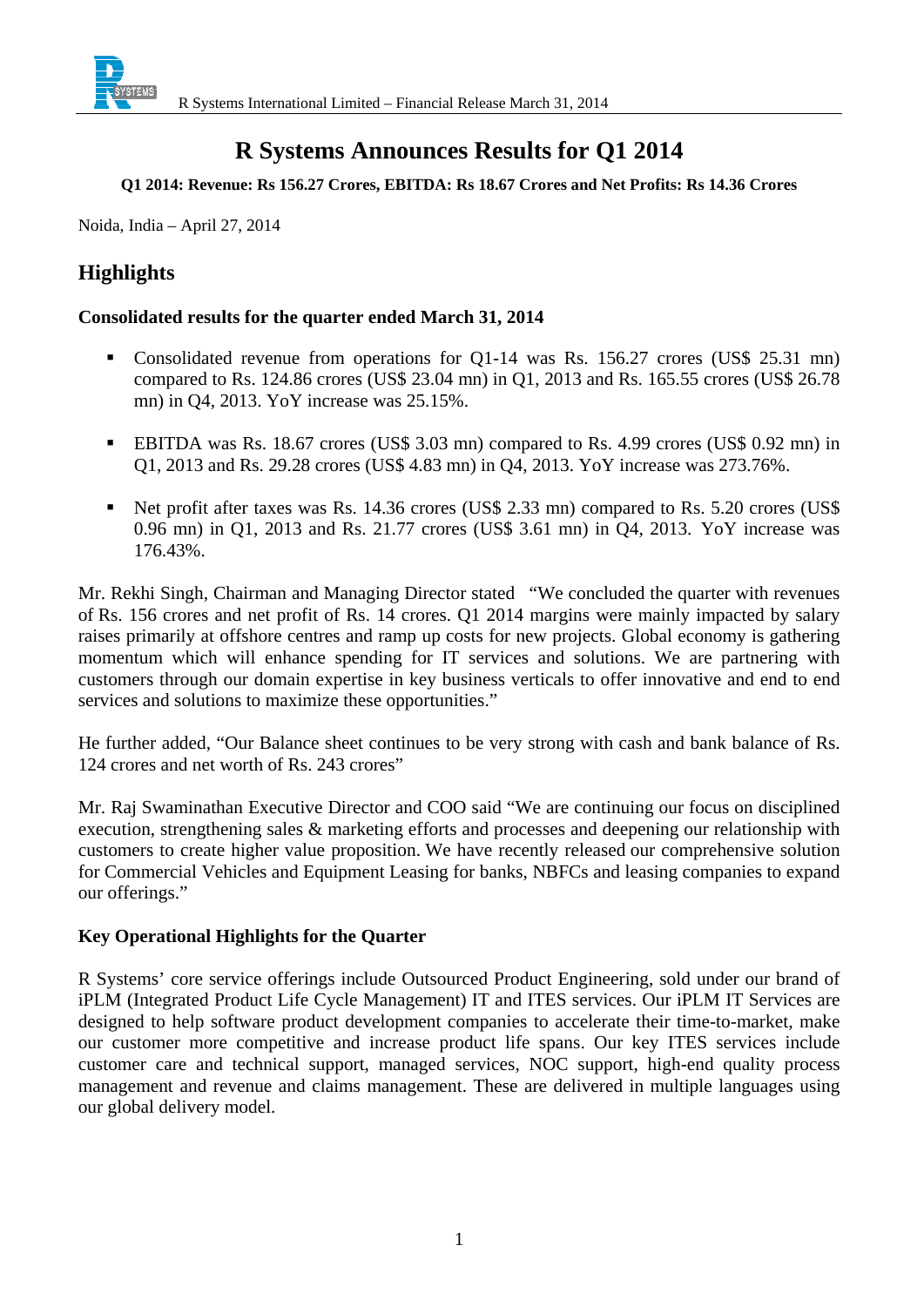# R Systems Announces Results for Q1 2014

**Q1 2014: Revenue: Rs 156.27 Crores, EBITDA: Rs 18.67 Crores and Net Profits: Rs 14.36 Crores**

Noida, India – April 27, 2014

## Highlights

### Consolidated results for the quarter ended March 31, 2014

- Consolidated revenue from operations for Q1-14 was Rs. 156.27 crores (US$ 25.31 mn) compared to Rs. 124.86 crores (US$ 23.04 mn) in Q1, 2013 and Rs. 165.55 crores (US$ 26.78 mn) in Q4, 2013. YoY increase was 25.15%.

- EBITDA was Rs. 18.67 crores (US$ 3.03 mn) compared to Rs. 4.99 crores (US$ 0.92 mn) in Q1, 2013 and Rs. 29.28 crores (US$ 4.83 mn) in Q4, 2013. YoY increase was 273.76%.

- Net profit after taxes was Rs. 14.36 crores (US$ 2.33 mn) compared to Rs. 5.20 crores (US$ 0.96 mn) in Q1, 2013 and Rs. 21.77 crores (US$ 3.61 mn) in Q4, 2013. YoY increase was 176.43%.

Mr. Rekhi Singh, Chairman and Managing Director stated "We concluded the quarter with revenues of Rs. 156 crores and net profit of Rs. 14 crores. Q1 2014 margins were mainly impacted by salary raises primarily at offshore centres and ramp up costs for new projects. Global economy is gathering momentum which will enhance spending for IT services and solutions. We are partnering with customers through our domain expertise in key business verticals to offer innovative and end to end services and solutions to maximize these opportunities."

He further added, "Our Balance sheet continues to be very strong with cash and bank balance of Rs. 124 crores and net worth of Rs. 243 crores"

Mr. Raj Swaminathan Executive Director and COO said "We are continuing our focus on disciplined execution, strengthening sales & marketing efforts and processes and deepening our relationship with customers to create higher value proposition. We have recently released our comprehensive solution for Commercial Vehicles and Equipment Leasing for banks, NBFCs and leasing companies to expand our offerings."

### Key Operational Highlights for the Quarter

R Systems' core service offerings include Outsourced Product Engineering, sold under our brand of iPLM (Integrated Product Life Cycle Management) IT and ITES services. Our iPLM IT Services are designed to help software product development companies to accelerate their time-to-market, make our customer more competitive and increase product life spans. Our key ITES services include customer care and technical support, managed services, NOC support, high-end quality process management and revenue and claims management. These are delivered in multiple languages using our global delivery model.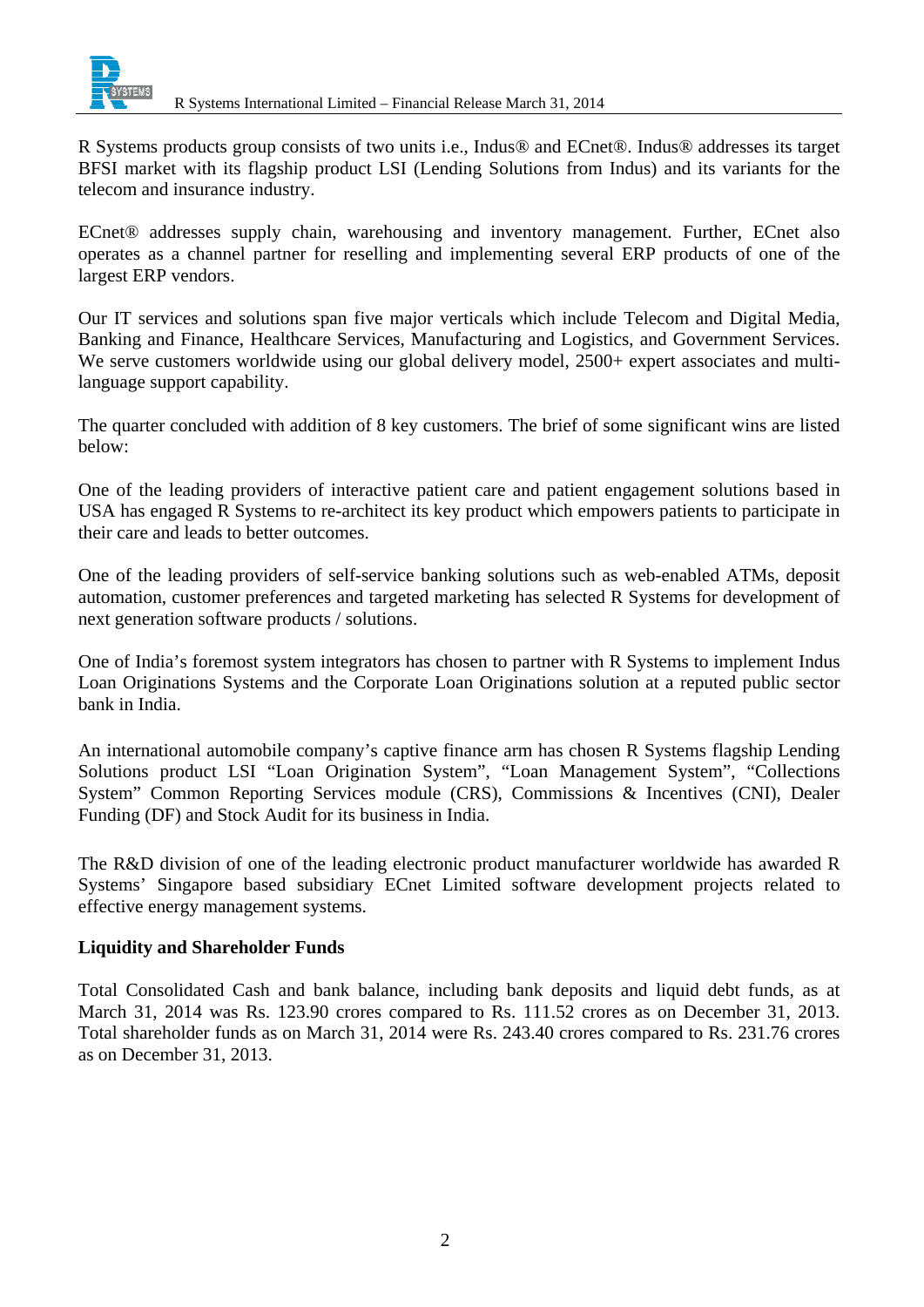R Systems products group consists of two units i.e., Indus® and ECnet®. Indus® addresses its target BFSI market with its flagship product LSI (Lending Solutions from Indus) and its variants for the telecom and insurance industry.

ECnet® addresses supply chain, warehousing and inventory management. Further, ECnet also operates as a channel partner for reselling and implementing several ERP products of one of the largest ERP vendors.

Our IT services and solutions span five major verticals which include Telecom and Digital Media, Banking and Finance, Healthcare Services, Manufacturing and Logistics, and Government Services. We serve customers worldwide using our global delivery model, 2500+ expert associates and multi-language support capability.

The quarter concluded with addition of 8 key customers. The brief of some significant wins are listed below:

One of the leading providers of interactive patient care and patient engagement solutions based in USA has engaged R Systems to re-architect its key product which empowers patients to participate in their care and leads to better outcomes.

One of the leading providers of self-service banking solutions such as web-enabled ATMs, deposit automation, customer preferences and targeted marketing has selected R Systems for development of next generation software products / solutions.

One of India's foremost system integrators has chosen to partner with R Systems to implement Indus Loan Originations Systems and the Corporate Loan Originations solution at a reputed public sector bank in India.

An international automobile company's captive finance arm has chosen R Systems flagship Lending Solutions product LSI "Loan Origination System", "Loan Management System", "Collections System" Common Reporting Services module (CRS), Commissions & Incentives (CNI), Dealer Funding (DF) and Stock Audit for its business in India.

The R&D division of one of the leading electronic product manufacturer worldwide has awarded R Systems' Singapore based subsidiary ECnet Limited software development projects related to effective energy management systems.

**Liquidity and Shareholder Funds**

Total Consolidated Cash and bank balance, including bank deposits and liquid debt funds, as at March 31, 2014 was Rs. 123.90 crores compared to Rs. 111.52 crores as on December 31, 2013. Total shareholder funds as on March 31, 2014 were Rs. 243.40 crores compared to Rs. 231.76 crores as on December 31, 2013.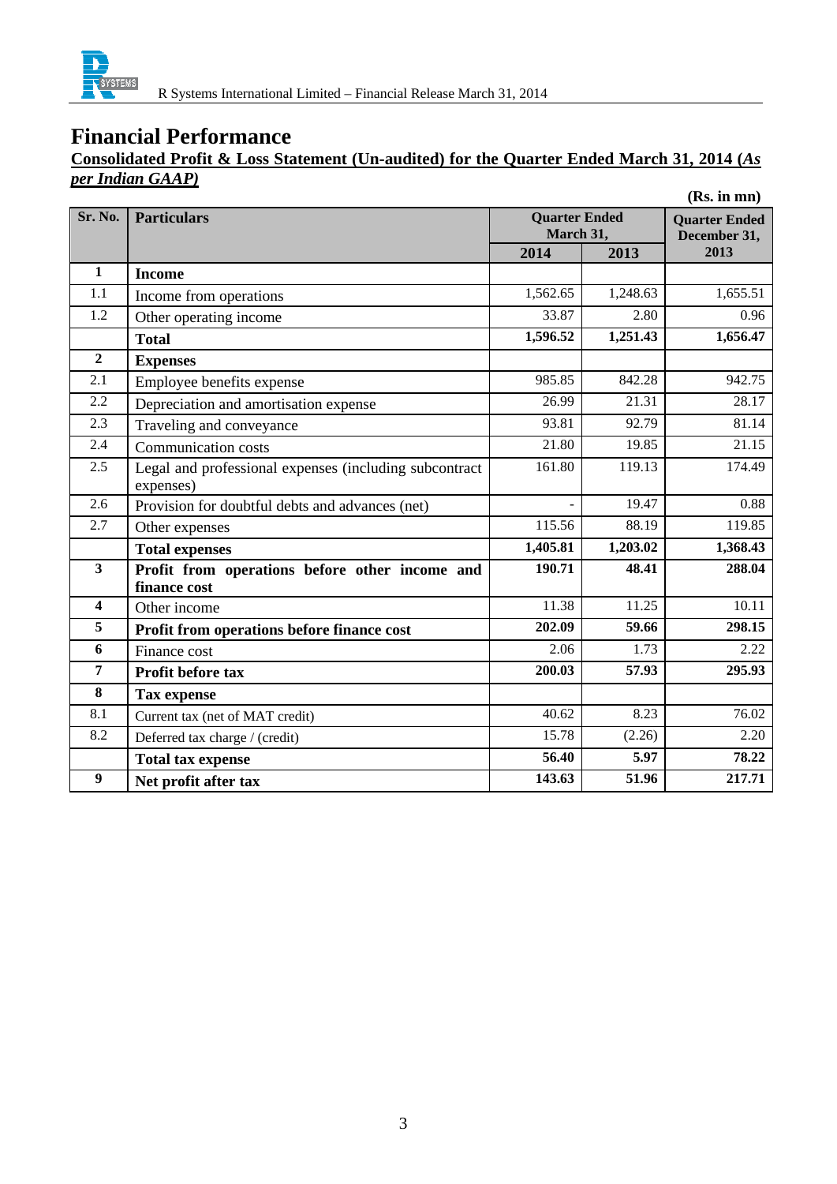# Financial Performance

**Consolidated Profit & Loss Statement (Un-audited) for the Quarter Ended March 31, 2014 (*As per Indian GAAP)***

**(Rs. in mn)**

| Sr. No. | Particulars | Quarter Ended March 31, 2014 | Quarter Ended March 31, 2013 | Quarter Ended December 31, 2013 |
|---|---|---|---|---|
| **1** | **Income** | | | |
| 1.1 | Income from operations | 1,562.65 | 1,248.63 | 1,655.51 |
| 1.2 | Other operating income | 33.87 | 2.80 | 0.96 |
| | **Total** | **1,596.52** | **1,251.43** | **1,656.47** |
| **2** | **Expenses** | | | |
| 2.1 | Employee benefits expense | 985.85 | 842.28 | 942.75 |
| 2.2 | Depreciation and amortisation expense | 26.99 | 21.31 | 28.17 |
| 2.3 | Traveling and conveyance | 93.81 | 92.79 | 81.14 |
| 2.4 | Communication costs | 21.80 | 19.85 | 21.15 |
| 2.5 | Legal and professional expenses (including subcontract expenses) | 161.80 | 119.13 | 174.49 |
| 2.6 | Provision for doubtful debts and advances (net) | - | 19.47 | 0.88 |
| 2.7 | Other expenses | 115.56 | 88.19 | 119.85 |
| | **Total expenses** | **1,405.81** | **1,203.02** | **1,368.43** |
| **3** | **Profit from operations before other income and finance cost** | **190.71** | **48.41** | **288.04** |
| **4** | Other income | 11.38 | 11.25 | 10.11 |
| **5** | **Profit from operations before finance cost** | **202.09** | **59.66** | **298.15** |
| **6** | Finance cost | 2.06 | 1.73 | 2.22 |
| **7** | **Profit before tax** | **200.03** | **57.93** | **295.93** |
| **8** | **Tax expense** | | | |
| 8.1 | Current tax (net of MAT credit) | 40.62 | 8.23 | 76.02 |
| 8.2 | Deferred tax charge / (credit) | 15.78 | (2.26) | 2.20 |
| | **Total tax expense** | **56.40** | **5.97** | **78.22** |
| **9** | **Net profit after tax** | **143.63** | **51.96** | **217.71** |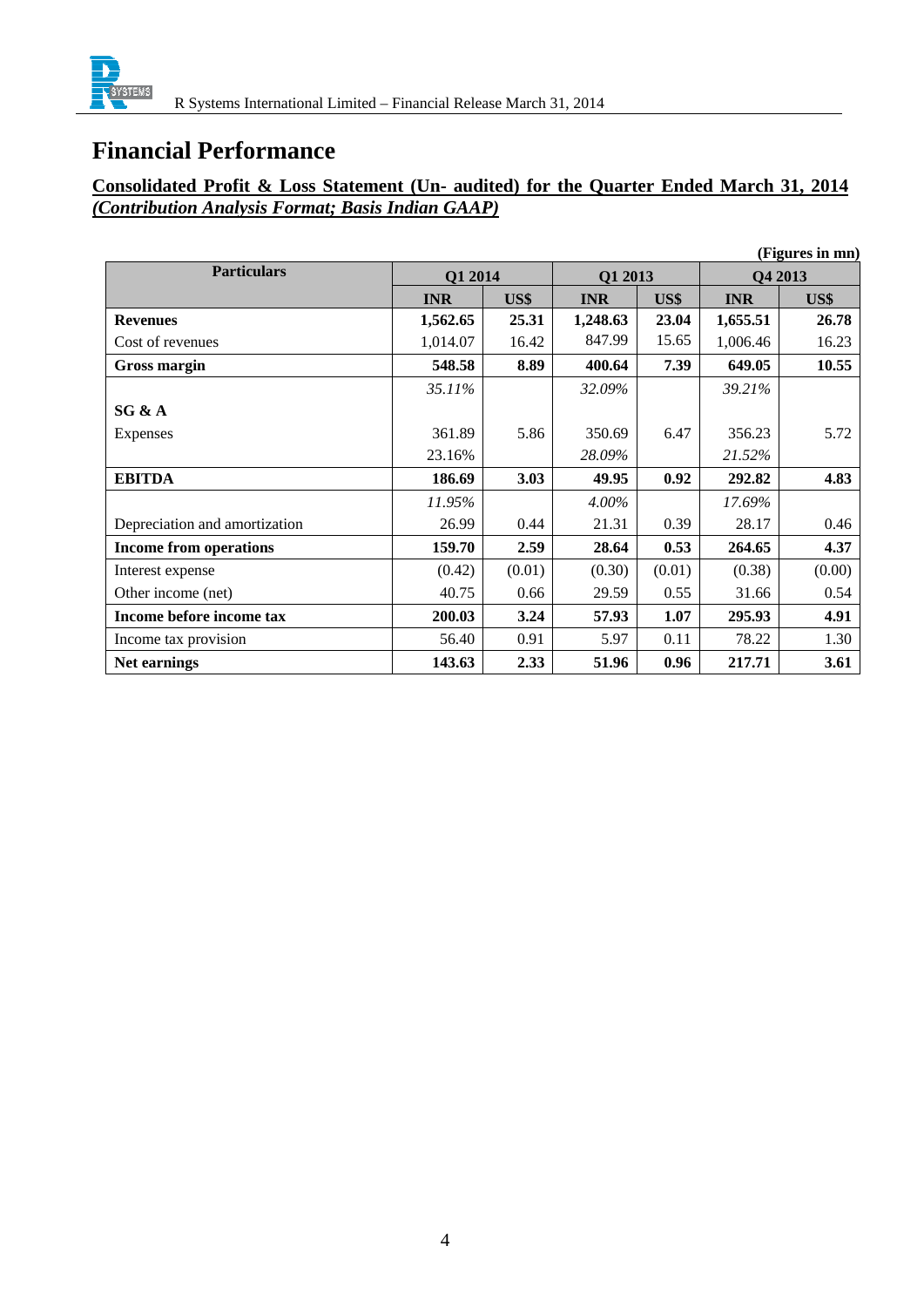# Financial Performance

**Consolidated Profit & Loss Statement (Un- audited) for the Quarter Ended March 31, 2014**
***(Contribution Analysis Format; Basis Indian GAAP)***

**(Figures in mn)**

| Particulars | Q1 2014 | | Q1 2013 | | Q4 2013 | |
|---|---|---|---|---|---|---|
| | **INR** | **US$** | **INR** | **US$** | **INR** | **US$** |
| **Revenues** | **1,562.65** | **25.31** | **1,248.63** | **23.04** | **1,655.51** | **26.78** |
| Cost of revenues | 1,014.07 | 16.42 | 847.99 | 15.65 | 1,006.46 | 16.23 |
| **Gross margin** | **548.58** | **8.89** | **400.64** | **7.39** | **649.05** | **10.55** |
| | *35.11%* | | *32.09%* | | *39.21%* | |
| **SG & A** | | | | | | |
| Expenses | 361.89 | 5.86 | 350.69 | 6.47 | 356.23 | 5.72 |
| | 23.16% | | *28.09%* | | *21.52%* | |
| **EBITDA** | **186.69** | **3.03** | **49.95** | **0.92** | **292.82** | **4.83** |
| | *11.95%* | | *4.00%* | | *17.69%* | |
| Depreciation and amortization | 26.99 | 0.44 | 21.31 | 0.39 | 28.17 | 0.46 |
| **Income from operations** | **159.70** | **2.59** | **28.64** | **0.53** | **264.65** | **4.37** |
| Interest expense | (0.42) | (0.01) | (0.30) | (0.01) | (0.38) | (0.00) |
| Other income (net) | 40.75 | 0.66 | 29.59 | 0.55 | 31.66 | 0.54 |
| **Income before income tax** | **200.03** | **3.24** | **57.93** | **1.07** | **295.93** | **4.91** |
| Income tax provision | 56.40 | 0.91 | 5.97 | 0.11 | 78.22 | 1.30 |
| **Net earnings** | **143.63** | **2.33** | **51.96** | **0.96** | **217.71** | **3.61** |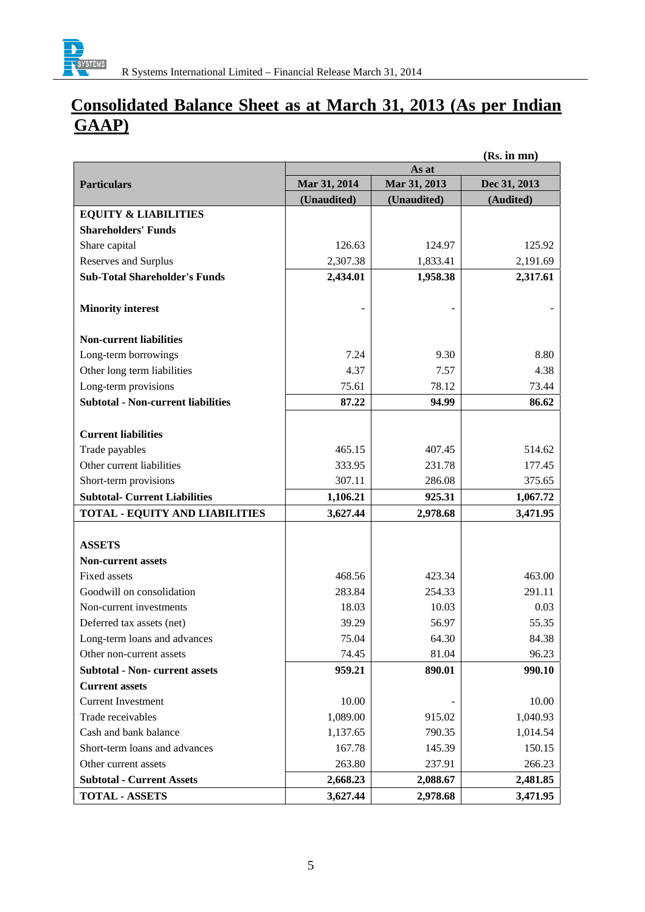# Consolidated Balance Sheet as at March 31, 2013 (As per Indian GAAP)

(Rs. in mn)

| Particulars | As at | | |
|---|---|---|---|
| | Mar 31, 2014 | Mar 31, 2013 | Dec 31, 2013 |
| | (Unaudited) | (Unaudited) | (Audited) |
| **EQUITY & LIABILITIES** | | | |
| **Shareholders' Funds** | | | |
| Share capital | 126.63 | 124.97 | 125.92 |
| Reserves and Surplus | 2,307.38 | 1,833.41 | 2,191.69 |
| **Sub-Total Shareholder's Funds** | **2,434.01** | **1,958.38** | **2,317.61** |
| | | | |
| **Minority interest** | - | - | - |
| | | | |
| **Non-current liabilities** | | | |
| Long-term borrowings | 7.24 | 9.30 | 8.80 |
| Other long term liabilities | 4.37 | 7.57 | 4.38 |
| Long-term provisions | 75.61 | 78.12 | 73.44 |
| **Subtotal - Non-current liabilities** | **87.22** | **94.99** | **86.62** |
| | | | |
| **Current liabilities** | | | |
| Trade payables | 465.15 | 407.45 | 514.62 |
| Other current liabilities | 333.95 | 231.78 | 177.45 |
| Short-term provisions | 307.11 | 286.08 | 375.65 |
| **Subtotal- Current Liabilities** | **1,106.21** | **925.31** | **1,067.72** |
| **TOTAL - EQUITY AND LIABILITIES** | **3,627.44** | **2,978.68** | **3,471.95** |
| | | | |
| **ASSETS** | | | |
| **Non-current assets** | | | |
| Fixed assets | 468.56 | 423.34 | 463.00 |
| Goodwill on consolidation | 283.84 | 254.33 | 291.11 |
| Non-current investments | 18.03 | 10.03 | 0.03 |
| Deferred tax assets (net) | 39.29 | 56.97 | 55.35 |
| Long-term loans and advances | 75.04 | 64.30 | 84.38 |
| Other non-current assets | 74.45 | 81.04 | 96.23 |
| **Subtotal - Non- current assets** | **959.21** | **890.01** | **990.10** |
| **Current assets** | | | |
| Current Investment | 10.00 | - | 10.00 |
| Trade receivables | 1,089.00 | 915.02 | 1,040.93 |
| Cash and bank balance | 1,137.65 | 790.35 | 1,014.54 |
| Short-term loans and advances | 167.78 | 145.39 | 150.15 |
| Other current assets | 263.80 | 237.91 | 266.23 |
| **Subtotal - Current Assets** | **2,668.23** | **2,088.67** | **2,481.85** |
| **TOTAL - ASSETS** | **3,627.44** | **2,978.68** | **3,471.95** |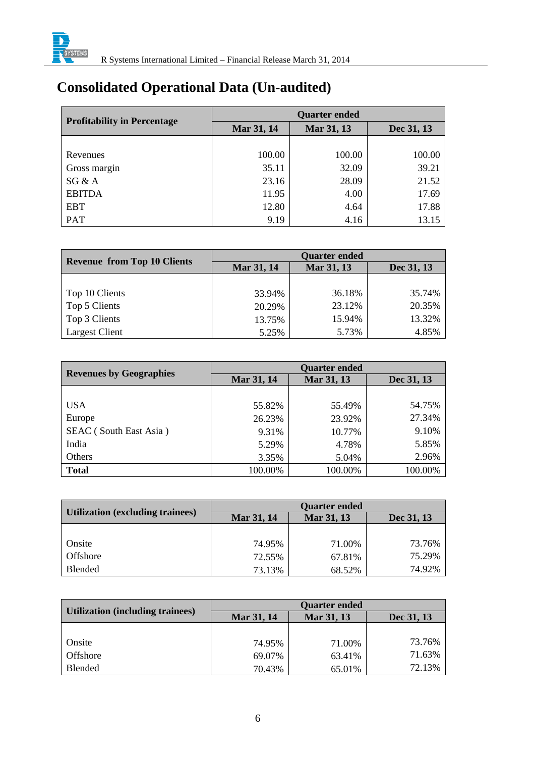# Consolidated Operational Data (Un-audited)

| Profitability in Percentage | Quarter ended | | |
|---|---|---|---|
| | Mar 31, 14 | Mar 31, 13 | Dec 31, 13 |
| Revenues | 100.00 | 100.00 | 100.00 |
| Gross margin | 35.11 | 32.09 | 39.21 |
| SG & A | 23.16 | 28.09 | 21.52 |
| EBITDA | 11.95 | 4.00 | 17.69 |
| EBT | 12.80 | 4.64 | 17.88 |
| PAT | 9.19 | 4.16 | 13.15 |

| Revenue from Top 10 Clients | Quarter ended | | |
|---|---|---|---|
| | Mar 31, 14 | Mar 31, 13 | Dec 31, 13 |
| Top 10 Clients | 33.94% | 36.18% | 35.74% |
| Top 5 Clients | 20.29% | 23.12% | 20.35% |
| Top 3 Clients | 13.75% | 15.94% | 13.32% |
| Largest Client | 5.25% | 5.73% | 4.85% |

| Revenues by Geographies | Quarter ended | | |
|---|---|---|---|
| | Mar 31, 14 | Mar 31, 13 | Dec 31, 13 |
| USA | 55.82% | 55.49% | 54.75% |
| Europe | 26.23% | 23.92% | 27.34% |
| SEAC ( South East Asia ) | 9.31% | 10.77% | 9.10% |
| India | 5.29% | 4.78% | 5.85% |
| Others | 3.35% | 5.04% | 2.96% |
| **Total** | 100.00% | 100.00% | 100.00% |

| Utilization (excluding trainees) | Quarter ended | | |
|---|---|---|---|
| | Mar 31, 14 | Mar 31, 13 | Dec 31, 13 |
| Onsite | 74.95% | 71.00% | 73.76% |
| Offshore | 72.55% | 67.81% | 75.29% |
| Blended | 73.13% | 68.52% | 74.92% |

| Utilization (including trainees) | Quarter ended | | |
|---|---|---|---|
| | Mar 31, 14 | Mar 31, 13 | Dec 31, 13 |
| Onsite | 74.95% | 71.00% | 73.76% |
| Offshore | 69.07% | 63.41% | 71.63% |
| Blended | 70.43% | 65.01% | 72.13% |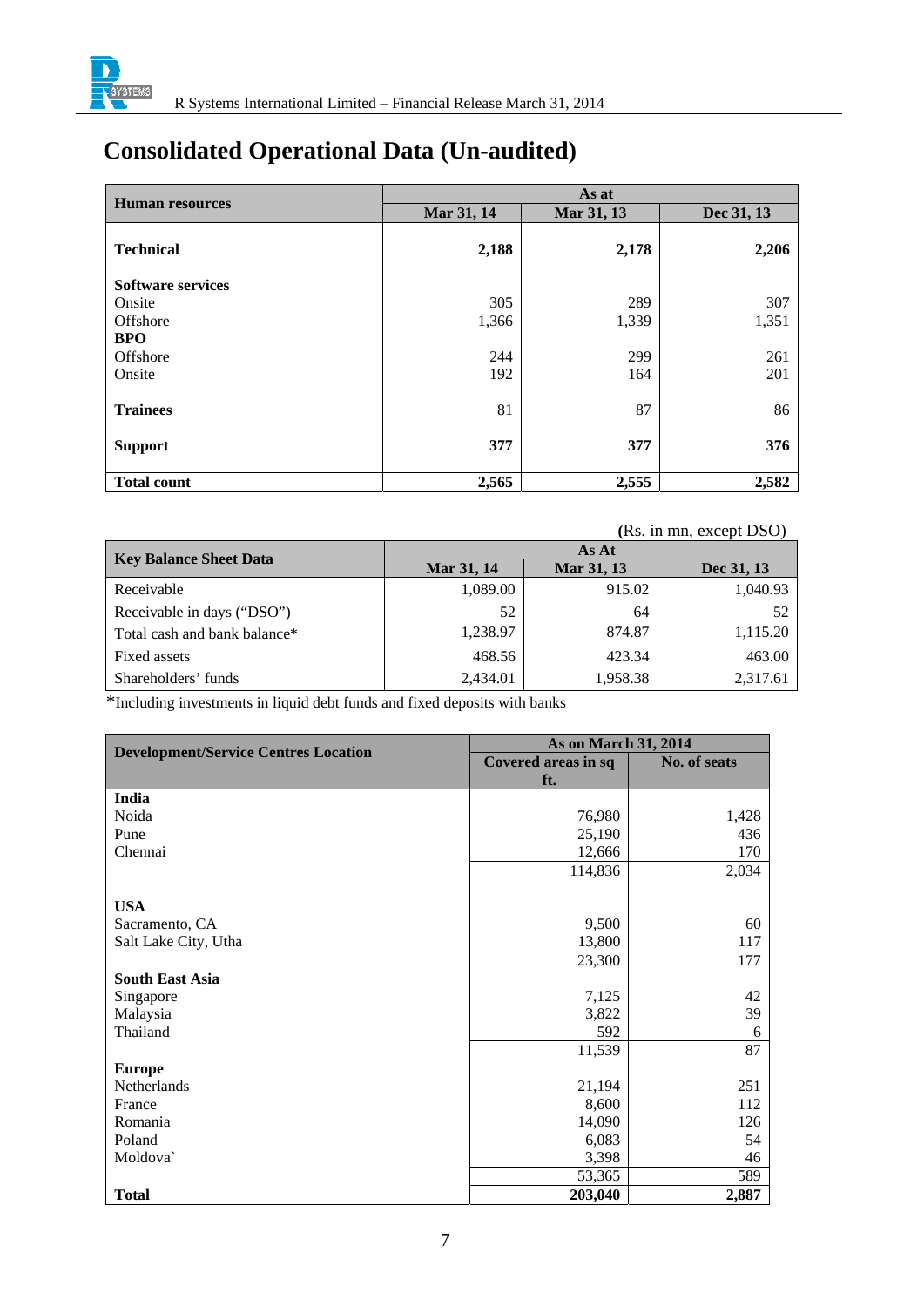# Consolidated Operational Data (Un-audited)

| Human resources | As at | | |
|---|---|---|---|
| | Mar 31, 14 | Mar 31, 13 | Dec 31, 13 |
| **Technical** | **2,188** | **2,178** | **2,206** |
| **Software services** | | | |
| Onsite | 305 | 289 | 307 |
| Offshore | 1,366 | 1,339 | 1,351 |
| **BPO** | | | |
| Offshore | 244 | 299 | 261 |
| Onsite | 192 | 164 | 201 |
| **Trainees** | 81 | 87 | 86 |
| **Support** | **377** | **377** | **376** |
| **Total count** | **2,565** | **2,555** | **2,582** |

(Rs. in mn, except DSO)

| Key Balance Sheet Data | As At | | |
|---|---|---|---|
| | Mar 31, 14 | Mar 31, 13 | Dec 31, 13 |
| Receivable | 1,089.00 | 915.02 | 1,040.93 |
| Receivable in days ("DSO") | 52 | 64 | 52 |
| Total cash and bank balance* | 1,238.97 | 874.87 | 1,115.20 |
| Fixed assets | 468.56 | 423.34 | 463.00 |
| Shareholders' funds | 2,434.01 | 1,958.38 | 2,317.61 |

*Including investments in liquid debt funds and fixed deposits with banks

| Development/Service Centres Location | As on March 31, 2014 | |
|---|---|---|
| | Covered areas in sq ft. | No. of seats |
| **India** | | |
| Noida | 76,980 | 1,428 |
| Pune | 25,190 | 436 |
| Chennai | 12,666 | 170 |
| | 114,836 | 2,034 |
| **USA** | | |
| Sacramento, CA | 9,500 | 60 |
| Salt Lake City, Utha | 13,800 | 117 |
| | 23,300 | 177 |
| **South East Asia** | | |
| Singapore | 7,125 | 42 |
| Malaysia | 3,822 | 39 |
| Thailand | 592 | 6 |
| | 11,539 | 87 |
| **Europe** | | |
| Netherlands | 21,194 | 251 |
| France | 8,600 | 112 |
| Romania | 14,090 | 126 |
| Poland | 6,083 | 54 |
| Moldova` | 3,398 | 46 |
| | 53,365 | 589 |
| **Total** | **203,040** | **2,887** |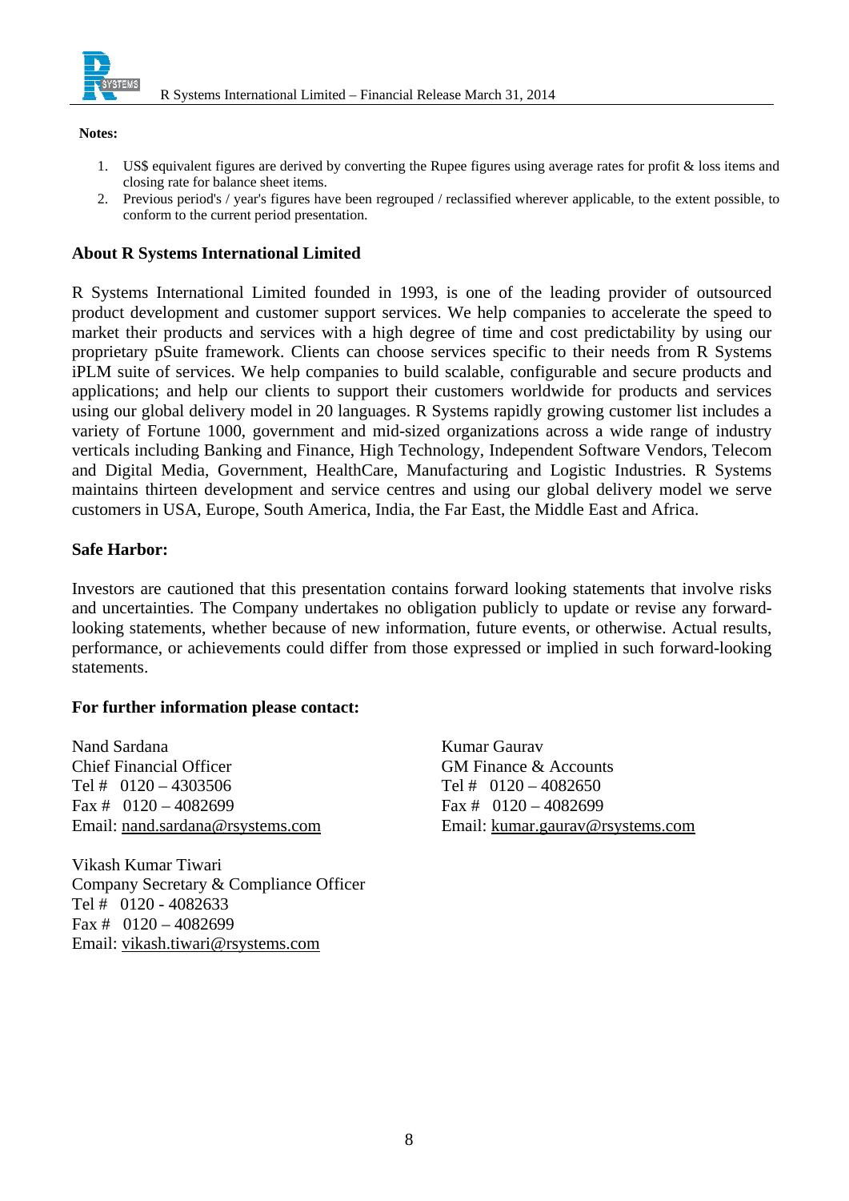**Notes:**

1. US$ equivalent figures are derived by converting the Rupee figures using average rates for profit & loss items and closing rate for balance sheet items.
2. Previous period's / year's figures have been regrouped / reclassified wherever applicable, to the extent possible, to conform to the current period presentation.

**About R Systems International Limited**

R Systems International Limited founded in 1993, is one of the leading provider of outsourced product development and customer support services. We help companies to accelerate the speed to market their products and services with a high degree of time and cost predictability by using our proprietary pSuite framework. Clients can choose services specific to their needs from R Systems iPLM suite of services. We help companies to build scalable, configurable and secure products and applications; and help our clients to support their customers worldwide for products and services using our global delivery model in 20 languages. R Systems rapidly growing customer list includes a variety of Fortune 1000, government and mid-sized organizations across a wide range of industry verticals including Banking and Finance, High Technology, Independent Software Vendors, Telecom and Digital Media, Government, HealthCare, Manufacturing and Logistic Industries. R Systems maintains thirteen development and service centres and using our global delivery model we serve customers in USA, Europe, South America, India, the Far East, the Middle East and Africa.

**Safe Harbor:**

Investors are cautioned that this presentation contains forward looking statements that involve risks and uncertainties. The Company undertakes no obligation publicly to update or revise any forward-looking statements, whether because of new information, future events, or otherwise. Actual results, performance, or achievements could differ from those expressed or implied in such forward-looking statements.

**For further information please contact:**

Nand Sardana
Chief Financial Officer
Tel # 0120 – 4303506
Fax # 0120 – 4082699
Email: nand.sardana@rsystems.com

Kumar Gaurav
GM Finance & Accounts
Tel # 0120 – 4082650
Fax # 0120 – 4082699
Email: kumar.gaurav@rsystems.com

Vikash Kumar Tiwari
Company Secretary & Compliance Officer
Tel # 0120 - 4082633
Fax # 0120 – 4082699
Email: vikash.tiwari@rsystems.com